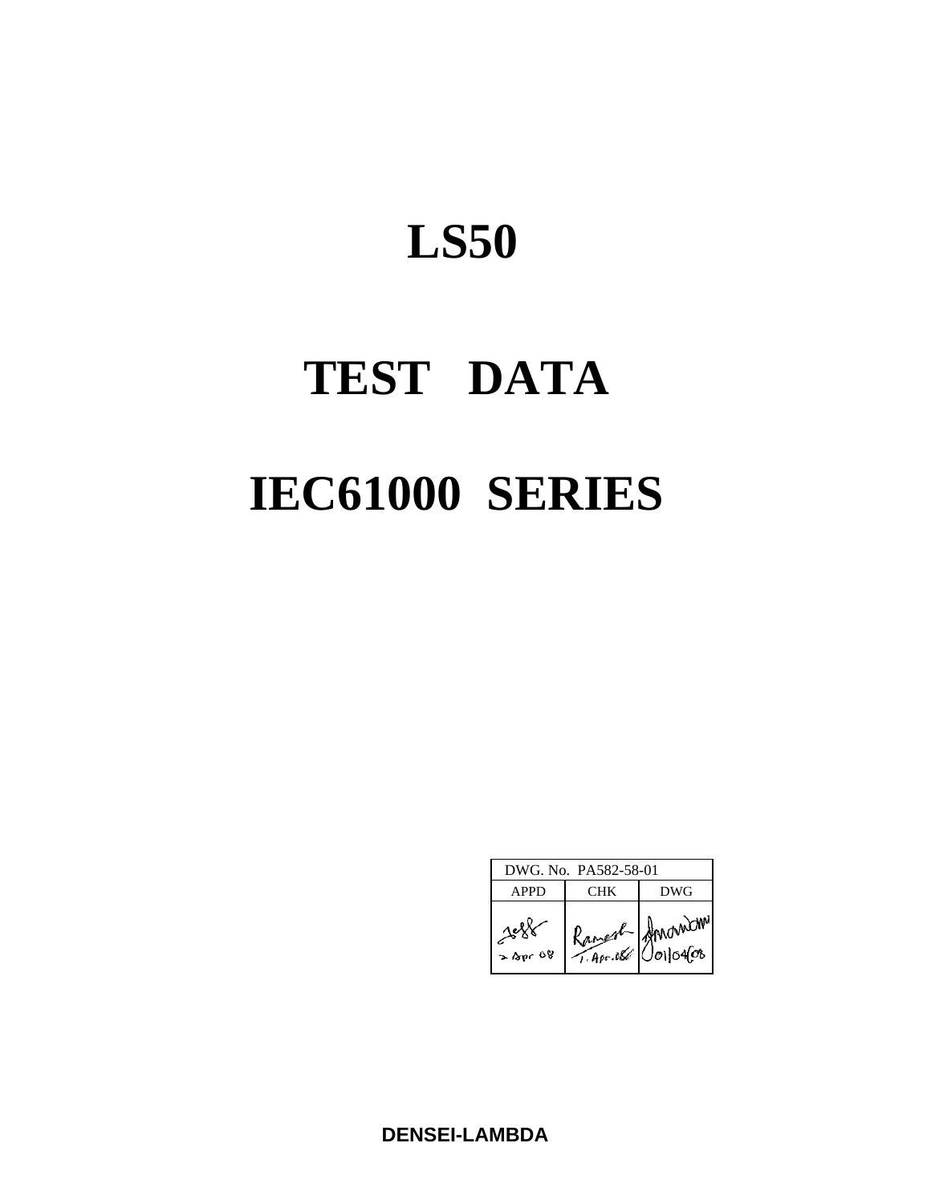# LS50

# TEST DATA

# IEC61000 SERIES

| DWG. No. PA582-58-01 | | |
|---|---|---|
| APPD | CHK | DWG |
| 2 Apr 08 | Ramesh 1. Apr. 08 | 01/04/08 |

**DENSEI-LAMBDA**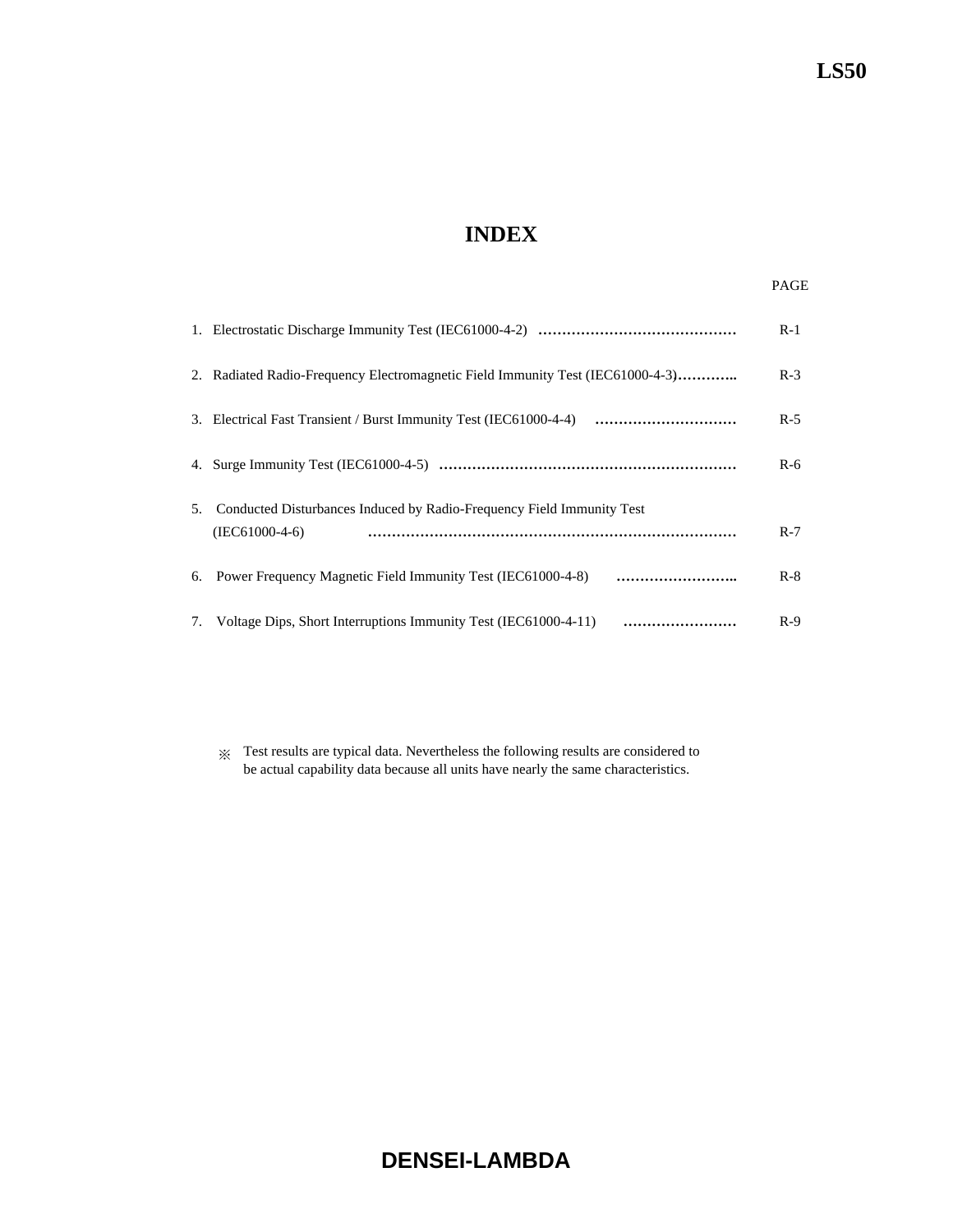# INDEX

| | PAGE |
|---|---|
| 1. Electrostatic Discharge Immunity Test (IEC61000-4-2) …………………………………… | R-1 |
| 2. Radiated Radio-Frequency Electromagnetic Field Immunity Test (IEC61000-4-3)……….. | R-3 |
| 3. Electrical Fast Transient / Burst Immunity Test (IEC61000-4-4) ………………………… | R-5 |
| 4. Surge Immunity Test (IEC61000-4-5) ……………………………………………………… | R-6 |
| 5. Conducted Disturbances Induced by Radio-Frequency Field Immunity Test (IEC61000-4-6) ………………………………………………………………… | R-7 |
| 6. Power Frequency Magnetic Field Immunity Test (IEC61000-4-8) …………………….. | R-8 |
| 7. Voltage Dips, Short Interruptions Immunity Test (IEC61000-4-11) …………………… | R-9 |

※ Test results are typical data. Nevertheless the following results are considered to be actual capability data because all units have nearly the same characteristics.

**DENSEI-LAMBDA**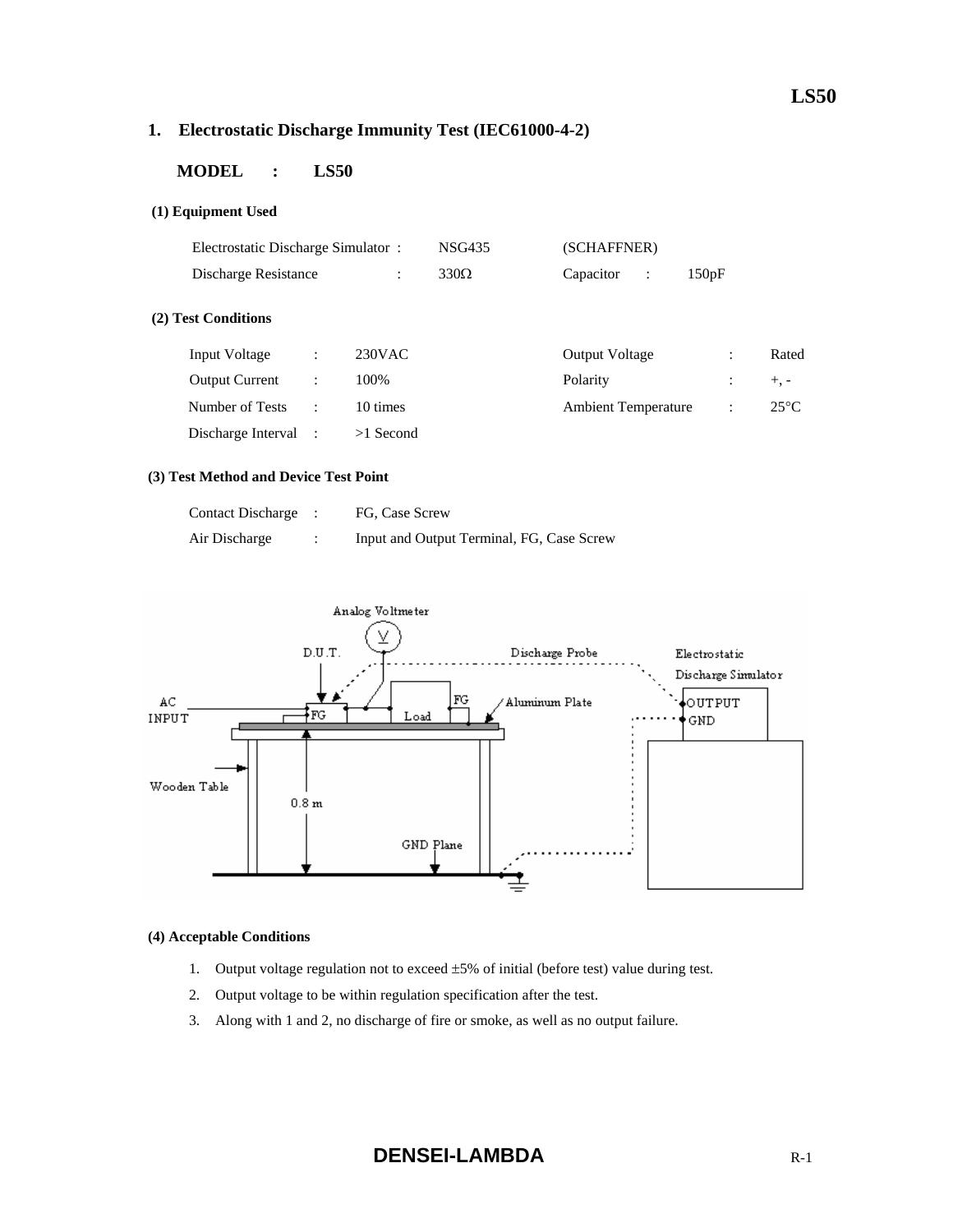# 1. Electrostatic Discharge Immunity Test (IEC61000-4-2)

**MODEL : LS50**

### (1) Equipment Used

| | | | | |
|---|---|---|---|---|
| Electrostatic Discharge Simulator | : | NSG435 | (SCHAFFNER) | |
| Discharge Resistance | : | 330Ω | Capacitor : | 150pF |

### (2) Test Conditions

| | | | | | |
|---|---|---|---|---|---|
| Input Voltage | : | 230VAC | Output Voltage | : | Rated |
| Output Current | : | 100% | Polarity | : | +, - |
| Number of Tests | : | 10 times | Ambient Temperature | : | 25°C |
| Discharge Interval | : | >1 Second | | | |

### (3) Test Method and Device Test Point

| | | |
|---|---|---|
| Contact Discharge | : | FG, Case Screw |
| Air Discharge | : | Input and Output Terminal, FG, Case Screw |

Analog Voltmeter, D.U.T., Discharge Probe, Electrostatic Discharge Simulator, OUTPUT, GND, AC INPUT, FG, Load, FG, Aluminum Plate, Wooden Table, 0.8 m, GND Plane

### (4) Acceptable Conditions

1. Output voltage regulation not to exceed ±5% of initial (before test) value during test.
2. Output voltage to be within regulation specification after the test.
3. Along with 1 and 2, no discharge of fire or smoke, as well as no output failure.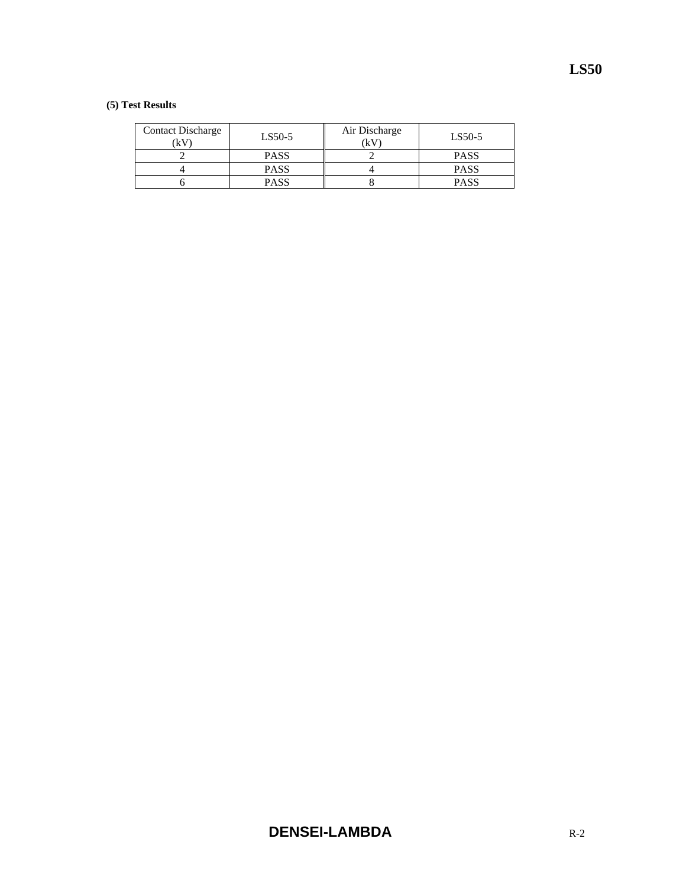**(5) Test Results**

| Contact Discharge (kV) | LS50-5 | Air Discharge (kV) | LS50-5 |
|---|---|---|---|
| 2 | PASS | 2 | PASS |
| 4 | PASS | 4 | PASS |
| 6 | PASS | 8 | PASS |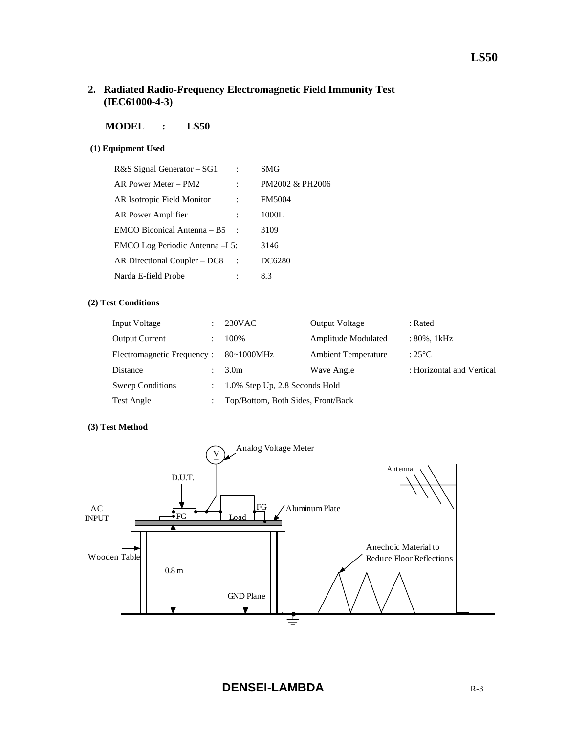## 2. Radiated Radio-Frequency Electromagnetic Field Immunity Test (IEC61000-4-3)

**MODEL : LS50**

**(1) Equipment Used**

| | | |
|---|---|---|
| R&S Signal Generator – SG1 | : | SMG |
| AR Power Meter – PM2 | : | PM2002 & PH2006 |
| AR Isotropic Field Monitor | : | FM5004 |
| AR Power Amplifier | : | 1000L |
| EMCO Biconical Antenna – B5 | : | 3109 |
| EMCO Log Periodic Antenna –L5 | : | 3146 |
| AR Directional Coupler – DC8 | : | DC6280 |
| Narda E-field Probe | : | 8.3 |

**(2) Test Conditions**

| | | | |
|---|---|---|---|
| Input Voltage | : 230VAC | Output Voltage | : Rated |
| Output Current | : 100% | Amplitude Modulated | : 80%, 1kHz |
| Electromagnetic Frequency | : 80~1000MHz | Ambient Temperature | : 25°C |
| Distance | : 3.0m | Wave Angle | : Horizontal and Vertical |
| Sweep Conditions | : 1.0% Step Up, 2.8 Seconds Hold | | |
| Test Angle | : Top/Bottom, Both Sides, Front/Back | | |

**(3) Test Method**

Analog Voltage Meter, D.U.T., AC INPUT, FG, Load, FG, Aluminum Plate, Antenna, Wooden Table, 0.8 m, GND Plane, Anechoic Material to Reduce Floor Reflections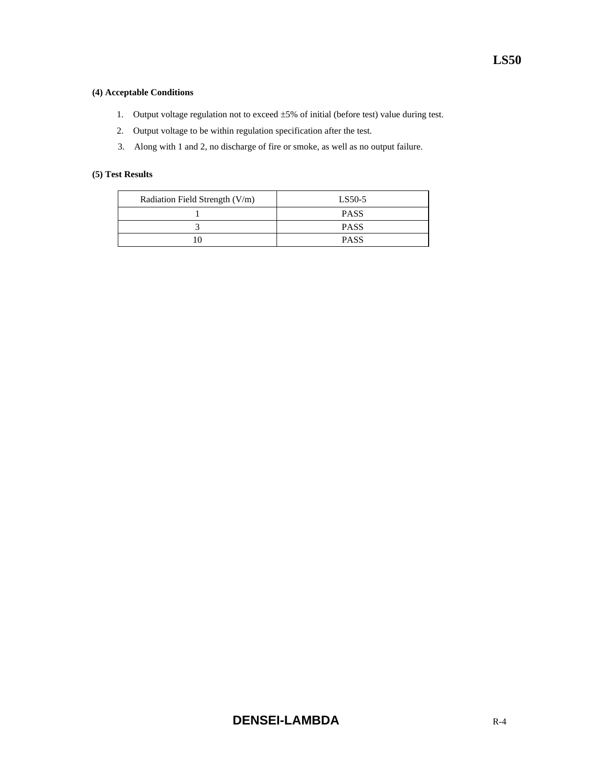### (4) Acceptable Conditions

1. Output voltage regulation not to exceed ±5% of initial (before test) value during test.
2. Output voltage to be within regulation specification after the test.
3. Along with 1 and 2, no discharge of fire or smoke, as well as no output failure.

### (5) Test Results

| Radiation Field Strength (V/m) | LS50-5 |
|---|---|
| 1 | PASS |
| 3 | PASS |
| 10 | PASS |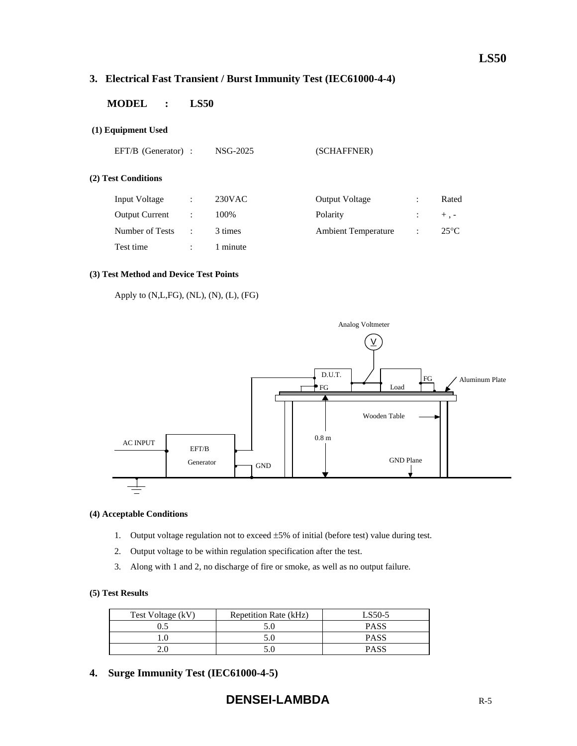## 3. Electrical Fast Transient / Burst Immunity Test (IEC61000-4-4)

**MODEL : LS50**

**(1) Equipment Used**

EFT/B (Generator) : NSG-2025 (SCHAFFNER)

**(2) Test Conditions**

| | | | | | |
|---|---|---|---|---|---|
| Input Voltage | : | 230VAC | Output Voltage | : | Rated |
| Output Current | : | 100% | Polarity | : | + , - |
| Number of Tests | : | 3 times | Ambient Temperature | : | 25°C |
| Test time | : | 1 minute | | | |

**(3) Test Method and Device Test Points**

Apply to (N,L,FG), (NL), (N), (L), (FG)

Analog Voltmeter

V

D.U.T.

FG

Load

FG

Aluminum Plate

Wooden Table

0.8 m

AC INPUT

EFT/B Generator

GND

GND Plane

**(4) Acceptable Conditions**

1. Output voltage regulation not to exceed ±5% of initial (before test) value during test.
2. Output voltage to be within regulation specification after the test.
3. Along with 1 and 2, no discharge of fire or smoke, as well as no output failure.

**(5) Test Results**

| Test Voltage (kV) | Repetition Rate (kHz) | LS50-5 |
|---|---|---|
| 0.5 | 5.0 | PASS |
| 1.0 | 5.0 | PASS |
| 2.0 | 5.0 | PASS |

## 4. Surge Immunity Test (IEC61000-4-5)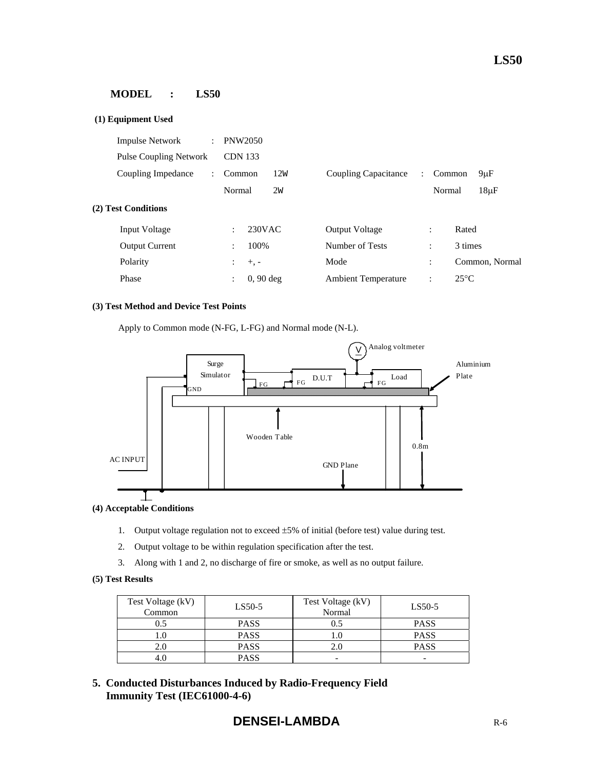## MODEL : LS50

**(1) Equipment Used**

| | | | | | | |
|---|---|---|---|---|---|---|
| Impulse Network | : PNW2050 | | | | | |
| Pulse Coupling Network | CDN 133 | | | | | |
| Coupling Impedance | : Common | 12W | Coupling Capacitance | : Common | 9μF |
| | Normal | 2W | | Normal | 18μF |

**(2) Test Conditions**

| | | | |
|---|---|---|---|
| Input Voltage | : 230VAC | Output Voltage | : Rated |
| Output Current | : 100% | Number of Tests | : 3 times |
| Polarity | : +, - | Mode | : Common, Normal |
| Phase | : 0, 90 deg | Ambient Temperature | : 25°C |

**(3) Test Method and Device Test Points**

Apply to Common mode (N-FG, L-FG) and Normal mode (N-L).

Surge Simulator, GND, FG, D.U.T, FG, Analog voltmeter, Load, FG, Aluminium Plate, Wooden Table, 0.8m, AC INPUT, GND Plane

**(4) Acceptable Conditions**

1. Output voltage regulation not to exceed ±5% of initial (before test) value during test.
2. Output voltage to be within regulation specification after the test.
3. Along with 1 and 2, no discharge of fire or smoke, as well as no output failure.

**(5) Test Results**

| Test Voltage (kV) Common | LS50-5 | Test Voltage (kV) Normal | LS50-5 |
|---|---|---|---|
| 0.5 | PASS | 0.5 | PASS |
| 1.0 | PASS | 1.0 | PASS |
| 2.0 | PASS | 2.0 | PASS |
| 4.0 | PASS | - | - |

## 5. Conducted Disturbances Induced by Radio-Frequency Field Immunity Test (IEC61000-4-6)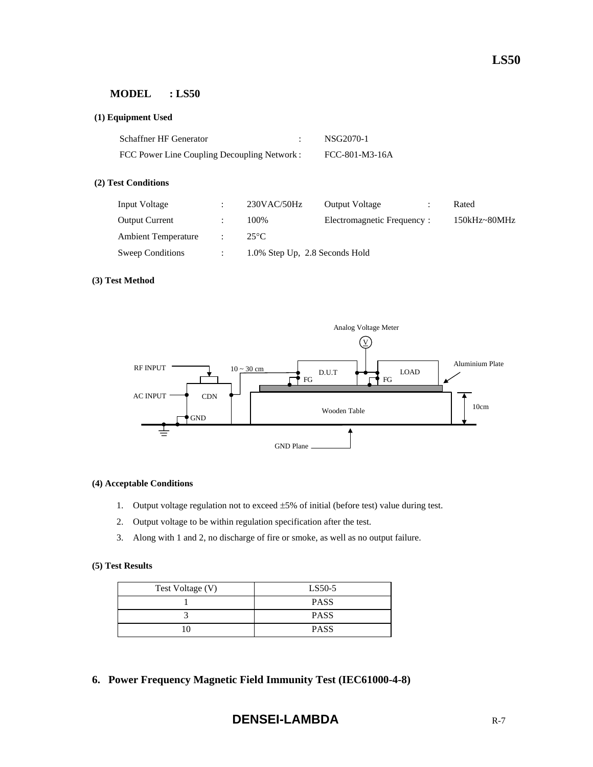**MODEL : LS50**

**(1) Equipment Used**

| | | |
|---|---|---|
| Schaffner HF Generator | : | NSG2070-1 |
| FCC Power Line Coupling Decoupling Network | : | FCC-801-M3-16A |

**(2) Test Conditions**

| | | | | | |
|---|---|---|---|---|---|
| Input Voltage | : | 230VAC/50Hz | Output Voltage | : | Rated |
| Output Current | : | 100% | Electromagnetic Frequency | : | 150kHz~80MHz |
| Ambient Temperature | : | 25°C | | | |
| Sweep Conditions | : | 1.0% Step Up, 2.8 Seconds Hold | | | |

**(3) Test Method**

Analog Voltage Meter

RF INPUT, AC INPUT, CDN, GND, 10 ~ 30 cm, D.U.T, FG, LOAD, FG, Aluminium Plate, Wooden Table, 10cm, GND Plane

**(4) Acceptable Conditions**

1. Output voltage regulation not to exceed ±5% of initial (before test) value during test.
2. Output voltage to be within regulation specification after the test.
3. Along with 1 and 2, no discharge of fire or smoke, as well as no output failure.

**(5) Test Results**

| Test Voltage (V) | LS50-5 |
|---|---|
| 1 | PASS |
| 3 | PASS |
| 10 | PASS |

## 6. Power Frequency Magnetic Field Immunity Test (IEC61000-4-8)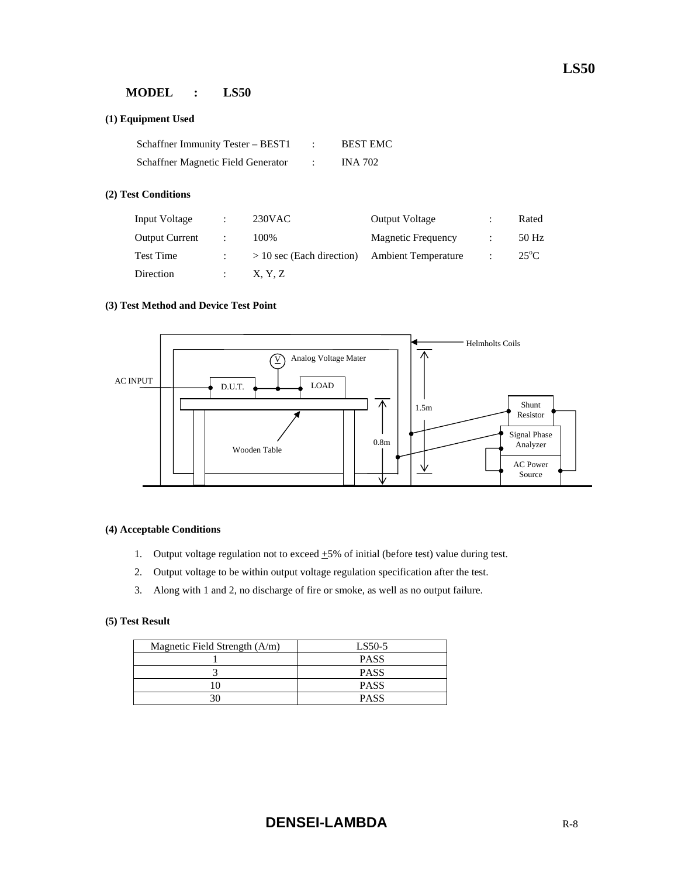**MODEL : LS50**

**(1) Equipment Used**

| | | |
|---|---|---|
| Schaffner Immunity Tester – BEST1 | : | BEST EMC |
| Schaffner Magnetic Field Generator | : | INA 702 |

**(2) Test Conditions**

| | | | | | |
|---|---|---|---|---|---|
| Input Voltage | : | 230VAC | Output Voltage | : | Rated |
| Output Current | : | 100% | Magnetic Frequency | : | 50 Hz |
| Test Time | : | > 10 sec (Each direction) | Ambient Temperature | : | 25°C |
| Direction | : | X, Y, Z | | | |

**(3) Test Method and Device Test Point**

Helmholts Coils

Analog Voltage Mater

AC INPUT

D.U.T.

LOAD

1.5m

0.8m

Wooden Table

Shunt Resistor

Signal Phase Analyzer

AC Power Source

**(4) Acceptable Conditions**

1. Output voltage regulation not to exceed ±5% of initial (before test) value during test.
2. Output voltage to be within output voltage regulation specification after the test.
3. Along with 1 and 2, no discharge of fire or smoke, as well as no output failure.

**(5) Test Result**

| Magnetic Field Strength (A/m) | LS50-5 |
|---|---|
| 1 | PASS |
| 3 | PASS |
| 10 | PASS |
| 30 | PASS |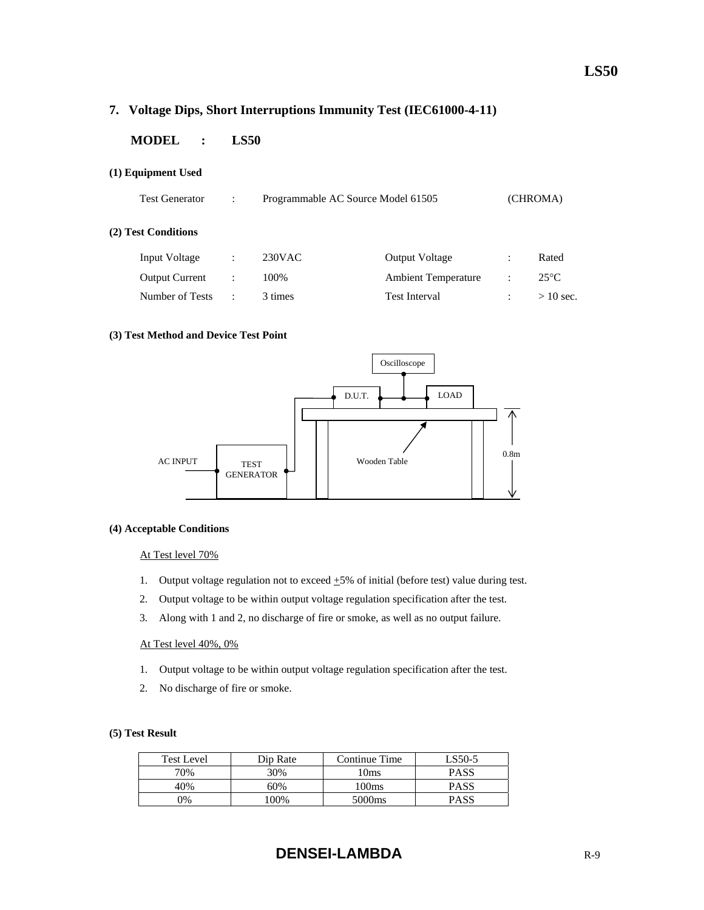## 7. Voltage Dips, Short Interruptions Immunity Test (IEC61000-4-11)

**MODEL : LS50**

**(1) Equipment Used**

Test Generator : Programmable AC Source Model 61505 (CHROMA)

**(2) Test Conditions**

| | | | |
|---|---|---|---|
| Input Voltage : | 230VAC | Output Voltage : | Rated |
| Output Current : | 100% | Ambient Temperature : | 25°C |
| Number of Tests : | 3 times | Test Interval : | > 10 sec. |

**(3) Test Method and Device Test Point**

Oscilloscope

D.U.T.

LOAD

AC INPUT

TEST GENERATOR

Wooden Table

0.8m

**(4) Acceptable Conditions**

At Test level 70%

1. Output voltage regulation not to exceed ±5% of initial (before test) value during test.
2. Output voltage to be within output voltage regulation specification after the test.
3. Along with 1 and 2, no discharge of fire or smoke, as well as no output failure.

At Test level 40%, 0%

1. Output voltage to be within output voltage regulation specification after the test.
2. No discharge of fire or smoke.

**(5) Test Result**

| Test Level | Dip Rate | Continue Time | LS50-5 |
|---|---|---|---|
| 70% | 30% | 10ms | PASS |
| 40% | 60% | 100ms | PASS |
| 0% | 100% | 5000ms | PASS |

**DENSEI-LAMBDA**